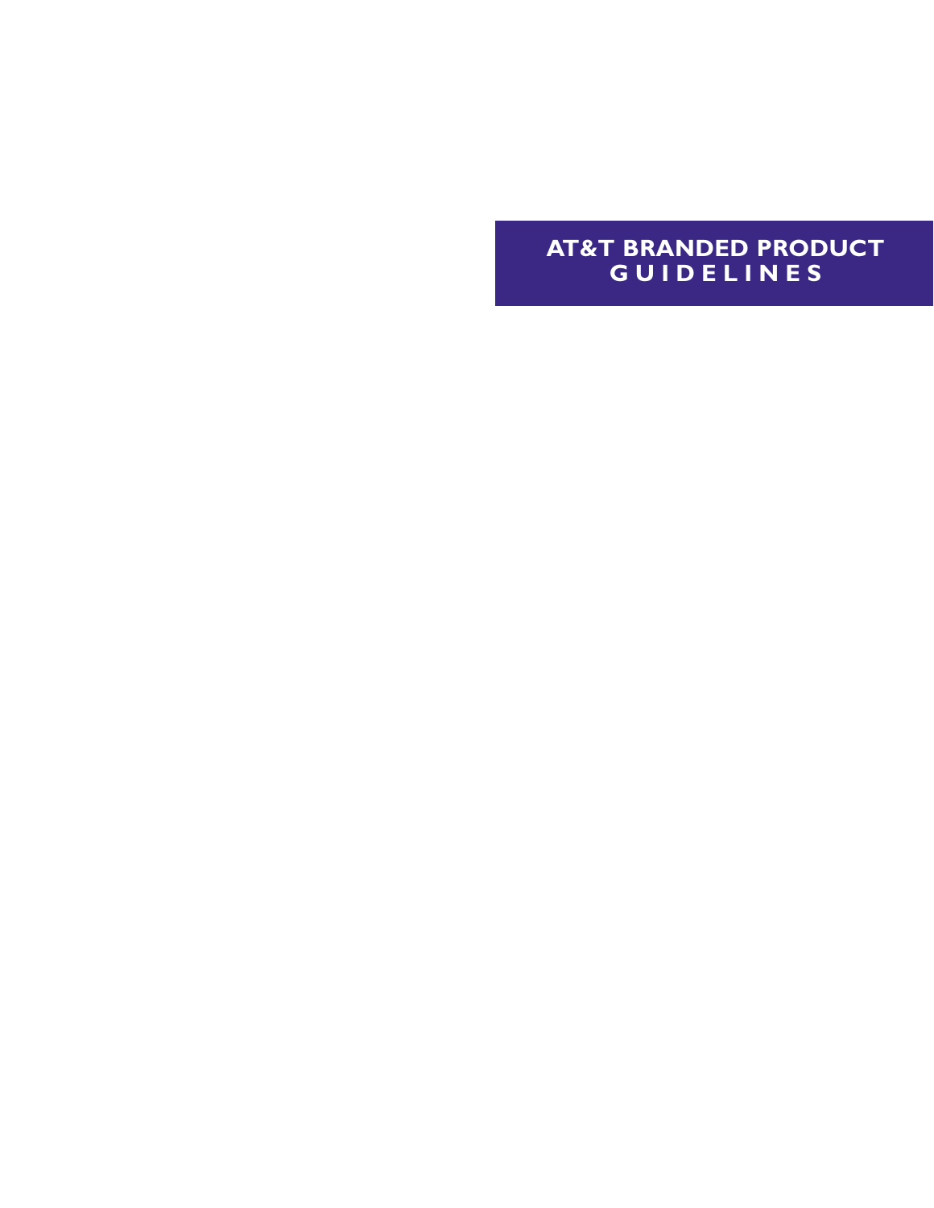# AT&T BRANDED PRODUCT GUIDELINES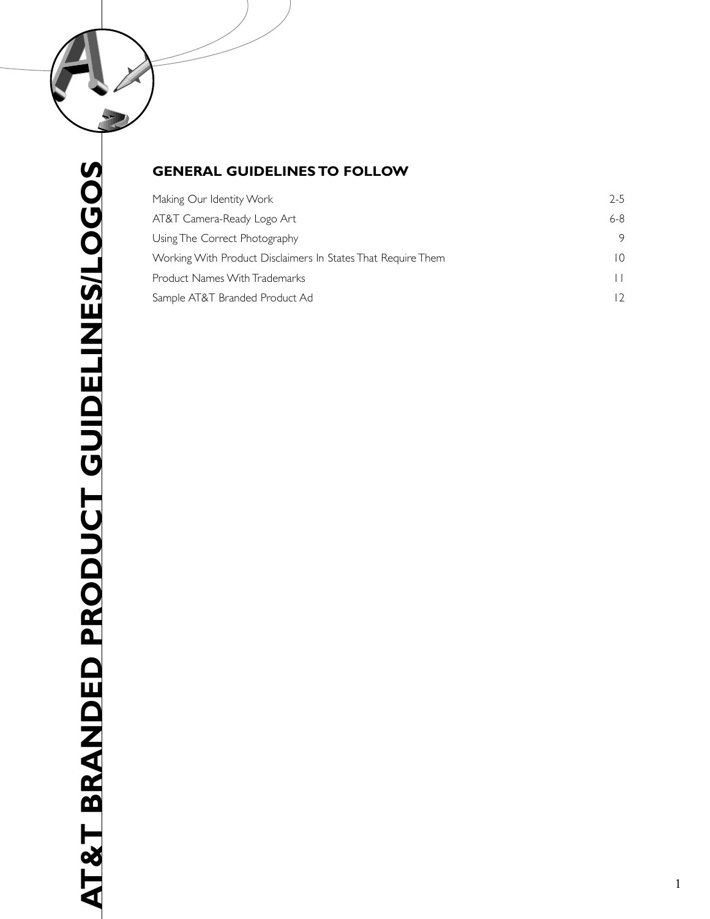# AT&T BRANDED PRODUCT GUIDELINES/LOGOS

## GENERAL GUIDELINES TO FOLLOW

| | |
|---|---|
| Making Our Identity Work | 2-5 |
| AT&T Camera-Ready Logo Art | 6-8 |
| Using The Correct Photography | 9 |
| Working With Product Disclaimers In States That Require Them | 10 |
| Product Names With Trademarks | 11 |
| Sample AT&T Branded Product Ad | 12 |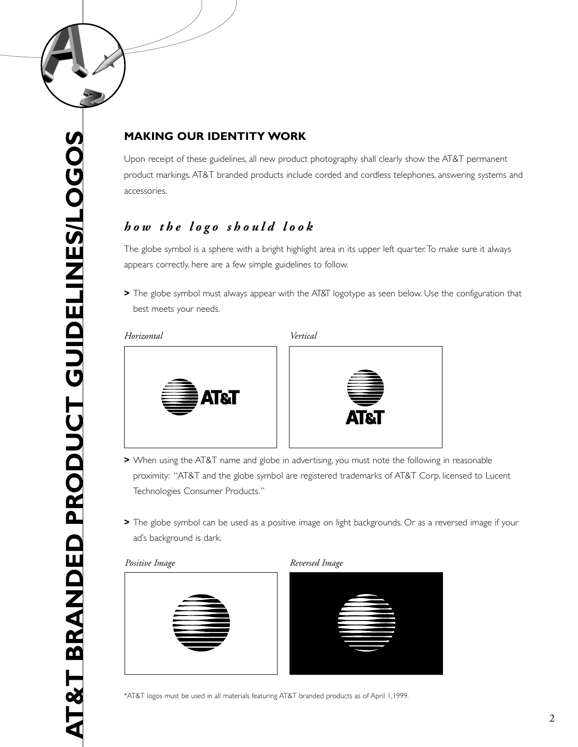## MAKING OUR IDENTITY WORK

Upon receipt of these guidelines, all new product photography shall clearly show the AT&T permanent product markings. AT&T branded products include corded and cordless telephones, answering systems and accessories.

### *how the logo should look*

The globe symbol is a sphere with a bright highlight area in its upper left quarter. To make sure it always appears correctly, here are a few simple guidelines to follow.

> The globe symbol must always appear with the AT&T logotype as seen below. Use the configuration that best meets your needs.

*Horizontal*

*Vertical*

> When using the AT&T name and globe in advertising, you must note the following in reasonable proximity: "AT&T and the globe symbol are registered trademarks of AT&T Corp. licensed to Lucent Technologies Consumer Products."

> The globe symbol can be used as a positive image on light backgrounds. Or as a reversed image if your ad's background is dark.

*Positive Image*

*Reversed Image*

*AT&T logos must be used in all materials featuring AT&T branded products as of April 1,1999.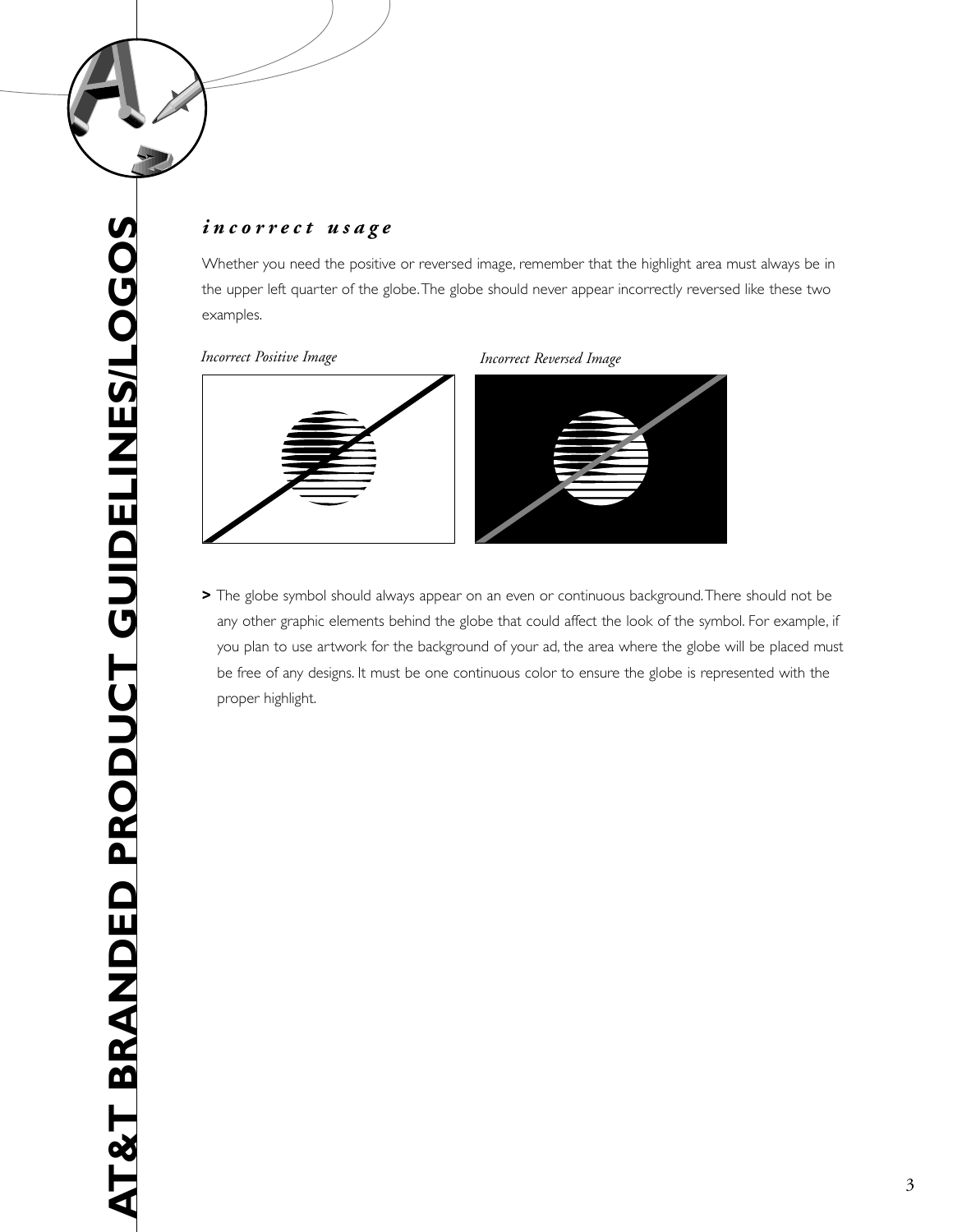## *incorrect usage*

Whether you need the positive or reversed image, remember that the highlight area must always be in the upper left quarter of the globe. The globe should never appear incorrectly reversed like these two examples.

*Incorrect Positive Image*

*Incorrect Reversed Image*

**>** The globe symbol should always appear on an even or continuous background. There should not be any other graphic elements behind the globe that could affect the look of the symbol. For example, if you plan to use artwork for the background of your ad, the area where the globe will be placed must be free of any designs. It must be one continuous color to ensure the globe is represented with the proper highlight.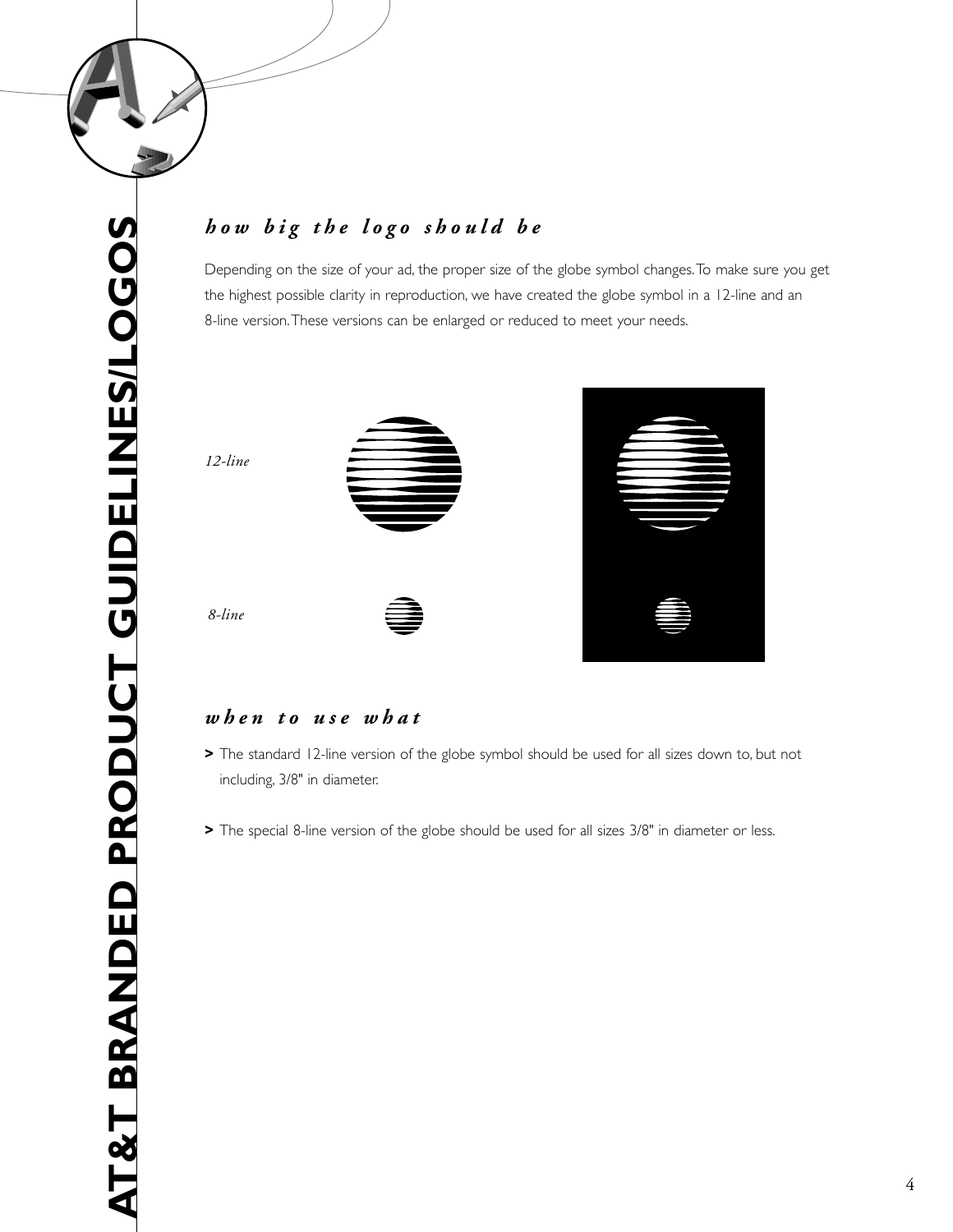## how big the logo should be

Depending on the size of your ad, the proper size of the globe symbol changes. To make sure you get the highest possible clarity in reproduction, we have created the globe symbol in a 12-line and an 8-line version. These versions can be enlarged or reduced to meet your needs.

*12-line*

*8-line*

## when to use what

> The standard 12-line version of the globe symbol should be used for all sizes down to, but not including, 3/8" in diameter.

> The special 8-line version of the globe should be used for all sizes 3/8" in diameter or less.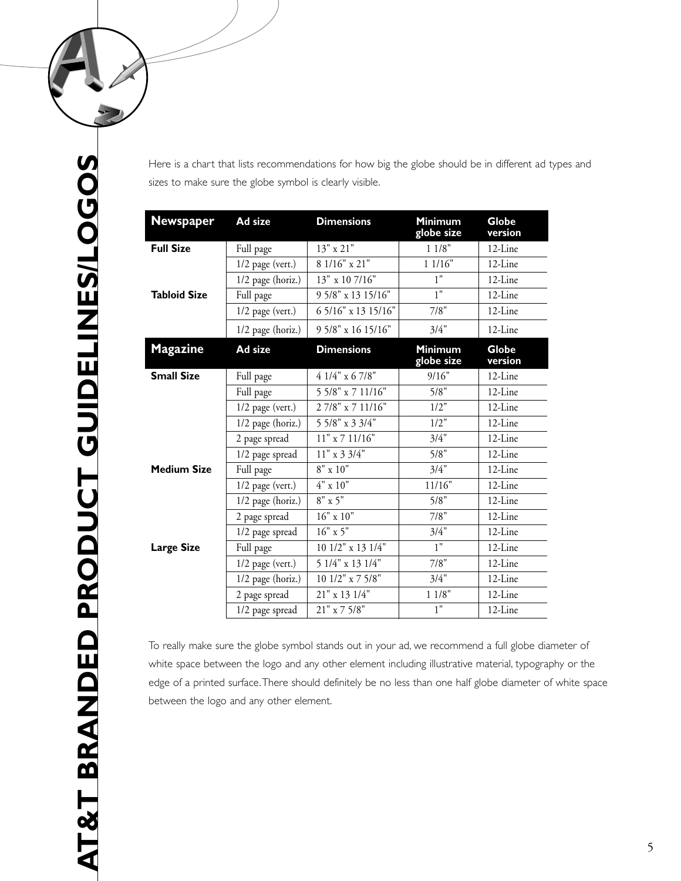Here is a chart that lists recommendations for how big the globe should be in different ad types and sizes to make sure the globe symbol is clearly visible.

| Newspaper | Ad size | Dimensions | Minimum globe size | Globe version |
|---|---|---|---|---|
| **Full Size** | Full page | 13" x 21" | 1 1/8" | 12-Line |
| | 1/2 page (vert.) | 8 1/16" x 21" | 1 1/16" | 12-Line |
| | 1/2 page (horiz.) | 13" x 10 7/16" | 1" | 12-Line |
| **Tabloid Size** | Full page | 9 5/8" x 13 15/16" | 1" | 12-Line |
| | 1/2 page (vert.) | 6 5/16" x 13 15/16" | 7/8" | 12-Line |
| | 1/2 page (horiz.) | 9 5/8" x 16 15/16" | 3/4" | 12-Line |
| **Magazine** | **Ad size** | **Dimensions** | **Minimum globe size** | **Globe version** |
| **Small Size** | Full page | 4 1/4" x 6 7/8" | 9/16" | 12-Line |
| | Full page | 5 5/8" x 7 11/16" | 5/8" | 12-Line |
| | 1/2 page (vert.) | 2 7/8" x 7 11/16" | 1/2" | 12-Line |
| | 1/2 page (horiz.) | 5 5/8" x 3 3/4" | 1/2" | 12-Line |
| | 2 page spread | 11" x 7 11/16" | 3/4" | 12-Line |
| | 1/2 page spread | 11" x 3 3/4" | 5/8" | 12-Line |
| **Medium Size** | Full page | 8" x 10" | 3/4" | 12-Line |
| | 1/2 page (vert.) | 4" x 10" | 11/16" | 12-Line |
| | 1/2 page (horiz.) | 8" x 5" | 5/8" | 12-Line |
| | 2 page spread | 16" x 10" | 7/8" | 12-Line |
| | 1/2 page spread | 16" x 5" | 3/4" | 12-Line |
| **Large Size** | Full page | 10 1/2" x 13 1/4" | 1" | 12-Line |
| | 1/2 page (vert.) | 5 1/4" x 13 1/4" | 7/8" | 12-Line |
| | 1/2 page (horiz.) | 10 1/2" x 7 5/8" | 3/4" | 12-Line |
| | 2 page spread | 21" x 13 1/4" | 1 1/8" | 12-Line |
| | 1/2 page spread | 21" x 7 5/8" | 1" | 12-Line |

To really make sure the globe symbol stands out in your ad, we recommend a full globe diameter of white space between the logo and any other element including illustrative material, typography or the edge of a printed surface. There should definitely be no less than one half globe diameter of white space between the logo and any other element.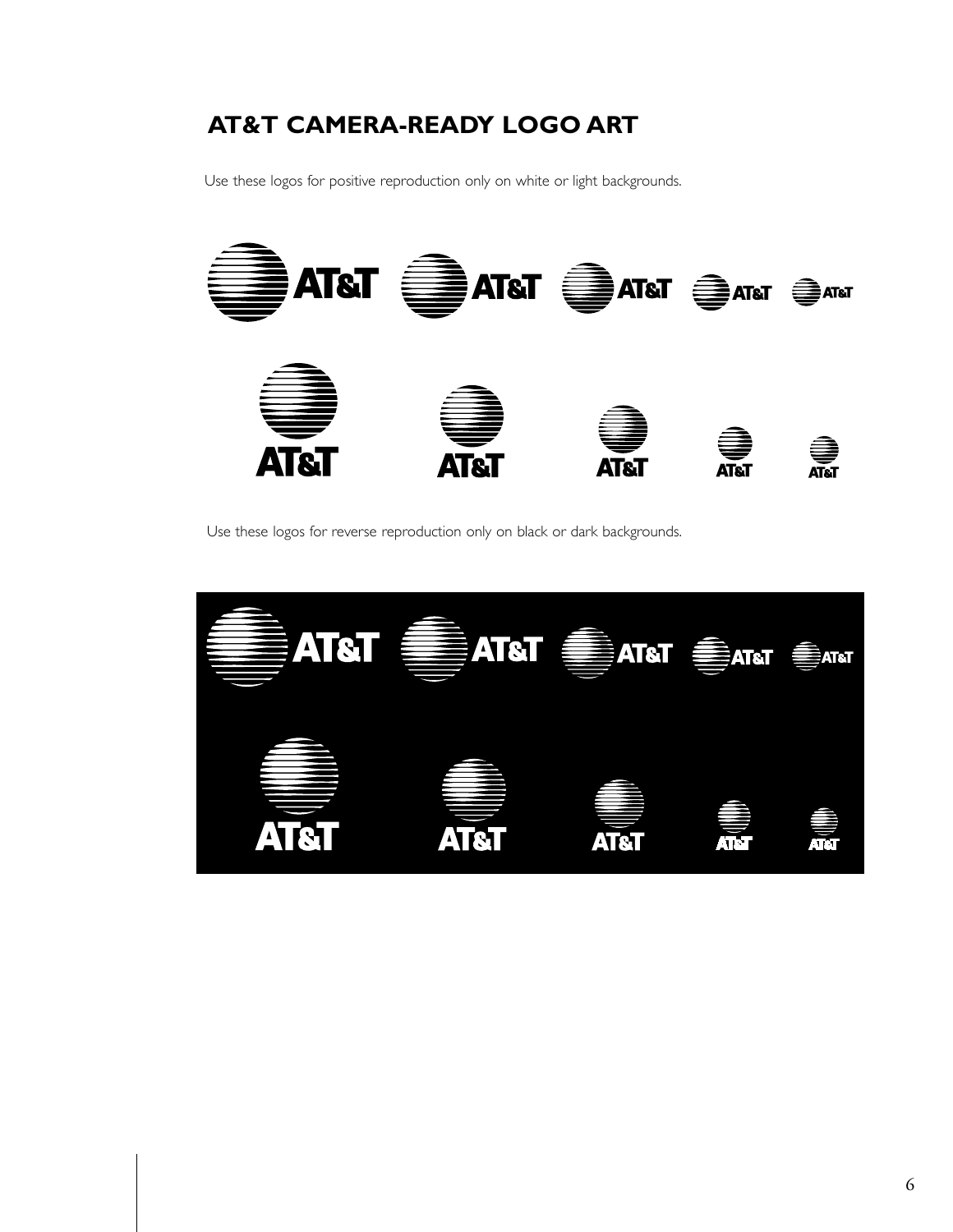## AT&T CAMERA-READY LOGO ART

Use these logos for positive reproduction only on white or light backgrounds.

Use these logos for reverse reproduction only on black or dark backgrounds.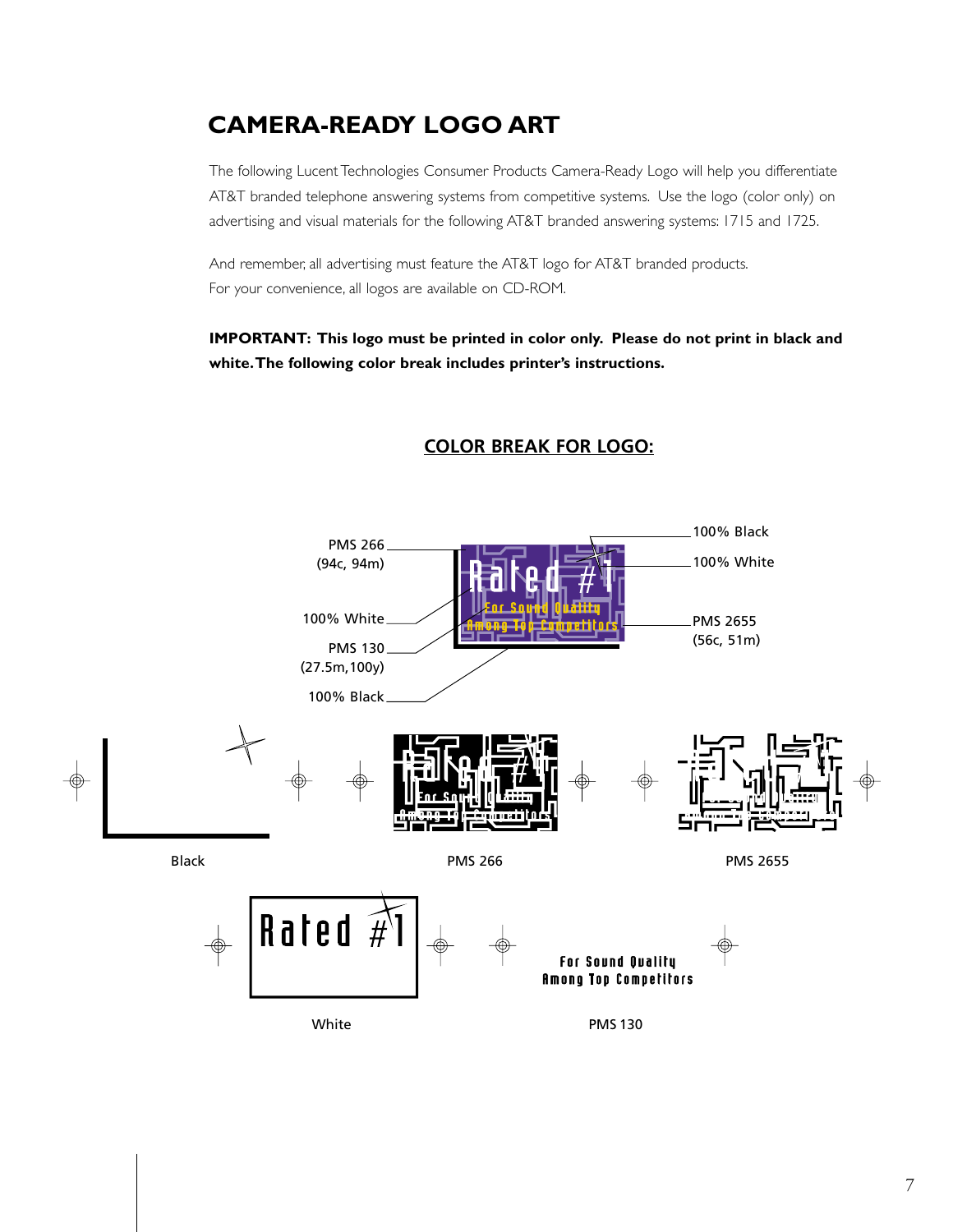## CAMERA-READY LOGO ART

The following Lucent Technologies Consumer Products Camera-Ready Logo will help you differentiate AT&T branded telephone answering systems from competitive systems. Use the logo (color only) on advertising and visual materials for the following AT&T branded answering systems: 1715 and 1725.

And remember, all advertising must feature the AT&T logo for AT&T branded products. For your convenience, all logos are available on CD-ROM.

**IMPORTANT: This logo must be printed in color only. Please do not print in black and white. The following color break includes printer's instructions.**

### COLOR BREAK FOR LOGO:

PMS 266 (94c, 94m)

100% White

PMS 130 (27.5m,100y)

100% Black

100% Black

100% White

PMS 2655 (56c, 51m)

Rated #1

For Sound Quality Among Top Competitors

Black

PMS 266

PMS 2655

White

PMS 130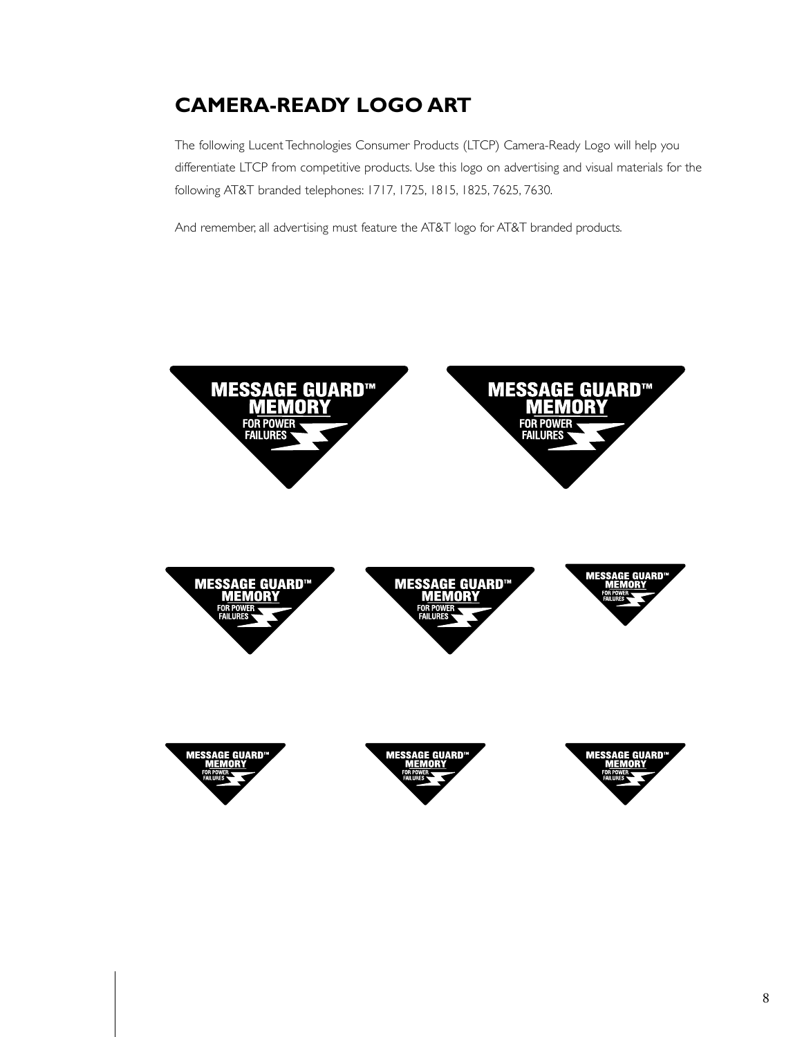## CAMERA-READY LOGO ART

The following Lucent Technologies Consumer Products (LTCP) Camera-Ready Logo will help you differentiate LTCP from competitive products. Use this logo on advertising and visual materials for the following AT&T branded telephones: 1717, 1725, 1815, 1825, 7625, 7630.

And remember, all advertising must feature the AT&T logo for AT&T branded products.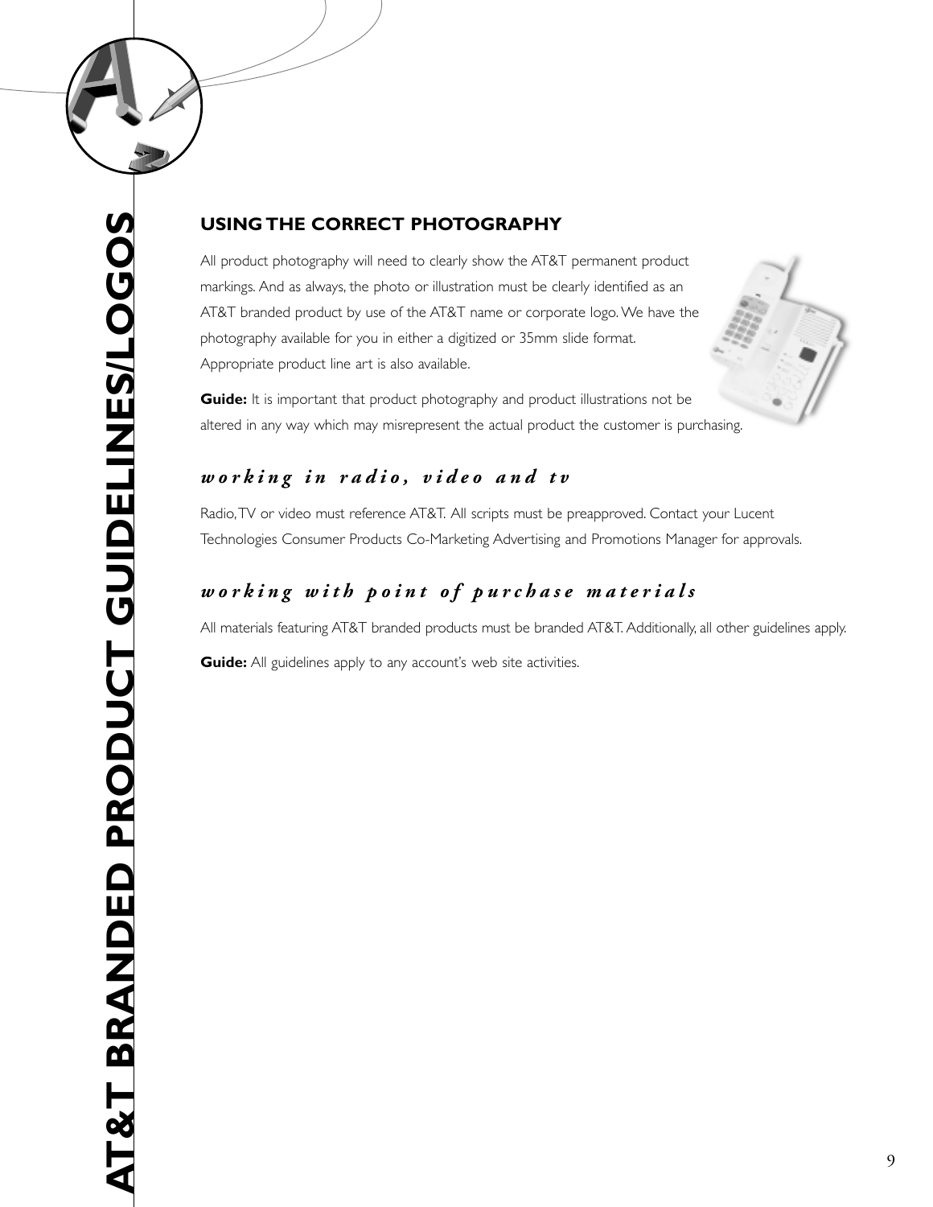## USING THE CORRECT PHOTOGRAPHY

All product photography will need to clearly show the AT&T permanent product markings. And as always, the photo or illustration must be clearly identified as an AT&T branded product by use of the AT&T name or corporate logo. We have the photography available for you in either a digitized or 35mm slide format. Appropriate product line art is also available.

**Guide:** It is important that product photography and product illustrations not be altered in any way which may misrepresent the actual product the customer is purchasing.

### *working in radio, video and tv*

Radio, TV or video must reference AT&T. All scripts must be preapproved. Contact your Lucent Technologies Consumer Products Co-Marketing Advertising and Promotions Manager for approvals.

### *working with point of purchase materials*

All materials featuring AT&T branded products must be branded AT&T. Additionally, all other guidelines apply.

**Guide:** All guidelines apply to any account's web site activities.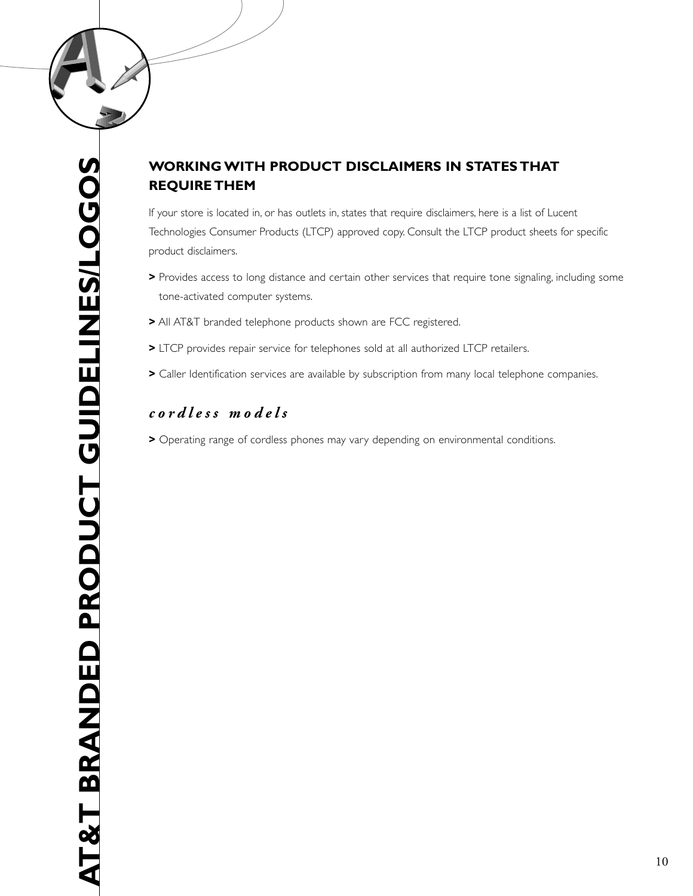## WORKING WITH PRODUCT DISCLAIMERS IN STATES THAT REQUIRE THEM

If your store is located in, or has outlets in, states that require disclaimers, here is a list of Lucent Technologies Consumer Products (LTCP) approved copy. Consult the LTCP product sheets for specific product disclaimers.

**>** Provides access to long distance and certain other services that require tone signaling, including some tone-activated computer systems.

**>** All AT&T branded telephone products shown are FCC registered.

**>** LTCP provides repair service for telephones sold at all authorized LTCP retailers.

**>** Caller Identification services are available by subscription from many local telephone companies.

### *cordless models*

**>** Operating range of cordless phones may vary depending on environmental conditions.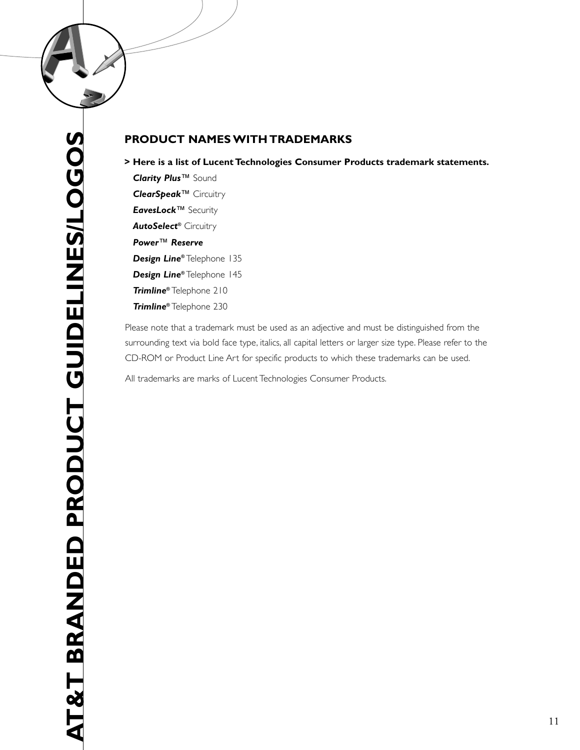AT&T BRANDED PRODUCT GUIDELINES/LOGOS

## PRODUCT NAMES WITH TRADEMARKS

**> Here is a list of Lucent Technologies Consumer Products trademark statements.**

***Clarity Plus***™ Sound

***ClearSpeak***™ Circuitry

***EavesLock***™ Security

***AutoSelect***® Circuitry

***Power***™ ***Reserve***

***Design Line***® Telephone 135

***Design Line***® Telephone 145

***Trimline***® Telephone 210

***Trimline***® Telephone 230

Please note that a trademark must be used as an adjective and must be distinguished from the surrounding text via bold face type, italics, all capital letters or larger size type. Please refer to the CD-ROM or Product Line Art for specific products to which these trademarks can be used.

All trademarks are marks of Lucent Technologies Consumer Products.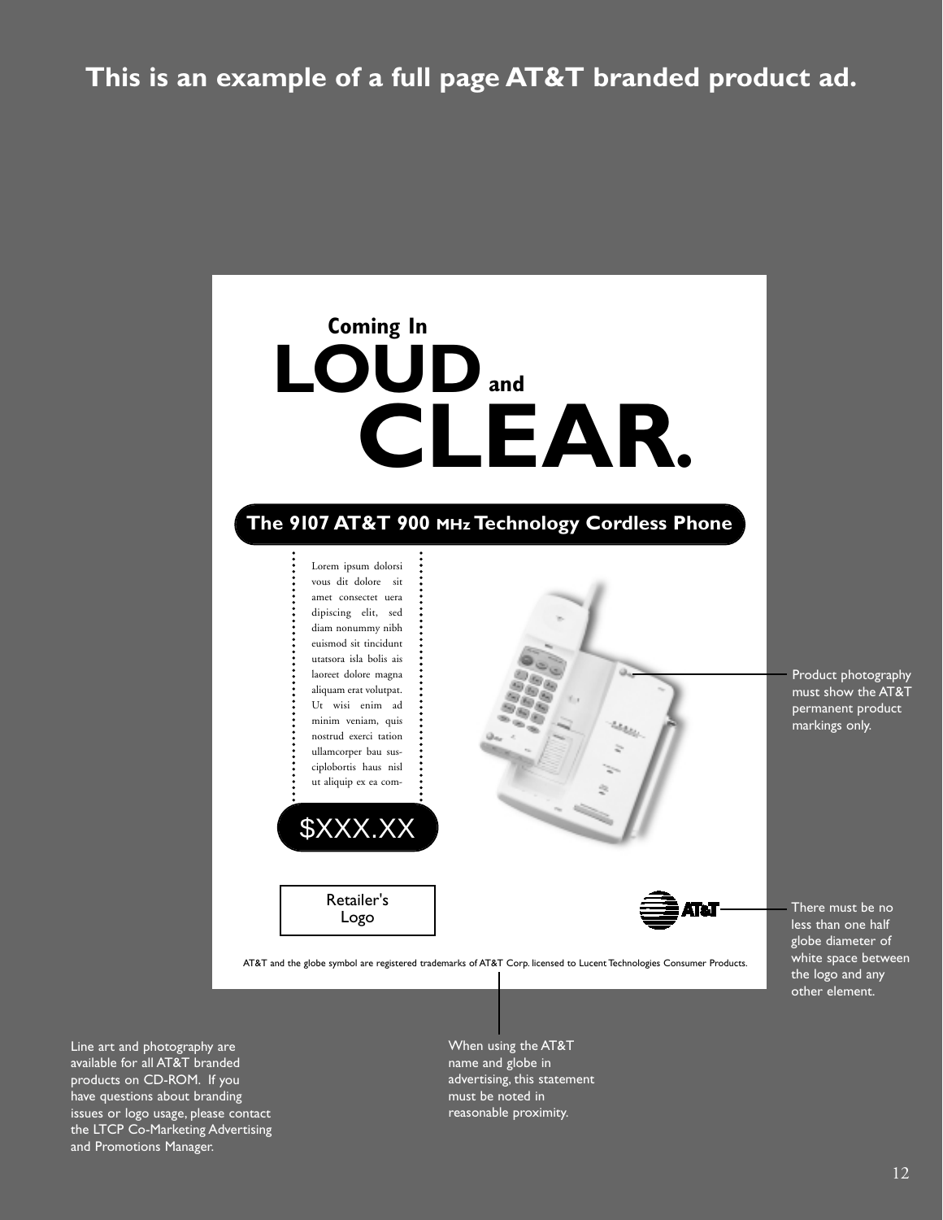# This is an example of a full page AT&T branded product ad.

**Coming In**

# LOUD and CLEAR.

**The 9107 AT&T 900 MHz Technology Cordless Phone**

Lorem ipsum dolorsi vous dit dolore sit amet consectet uera dipiscing elit, sed diam nonummy nibh euismod sit tincidunt utatsora isla bolis ais laoreet dolore magna aliquam erat volutpat. Ut wisi enim ad minim veniam, quis nostrud exerci tation ullamcorper bau sus-ciplobortis haus nisl ut aliquip ex ea com-

$XXX.XX

Retailer's Logo

AT&T

AT&T and the globe symbol are registered trademarks of AT&T Corp. licensed to Lucent Technologies Consumer Products.

Product photography must show the AT&T permanent product markings only.

There must be no less than one half globe diameter of white space between the logo and any other element.

When using the AT&T name and globe in advertising, this statement must be noted in reasonable proximity.

Line art and photography are available for all AT&T branded products on CD-ROM. If you have questions about branding issues or logo usage, please contact the LTCP Co-Marketing Advertising and Promotions Manager.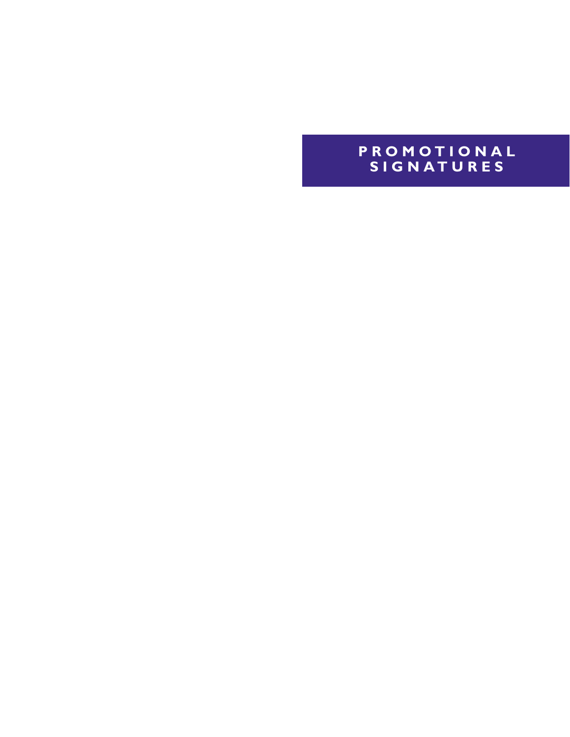# PROMOTIONAL SIGNATURES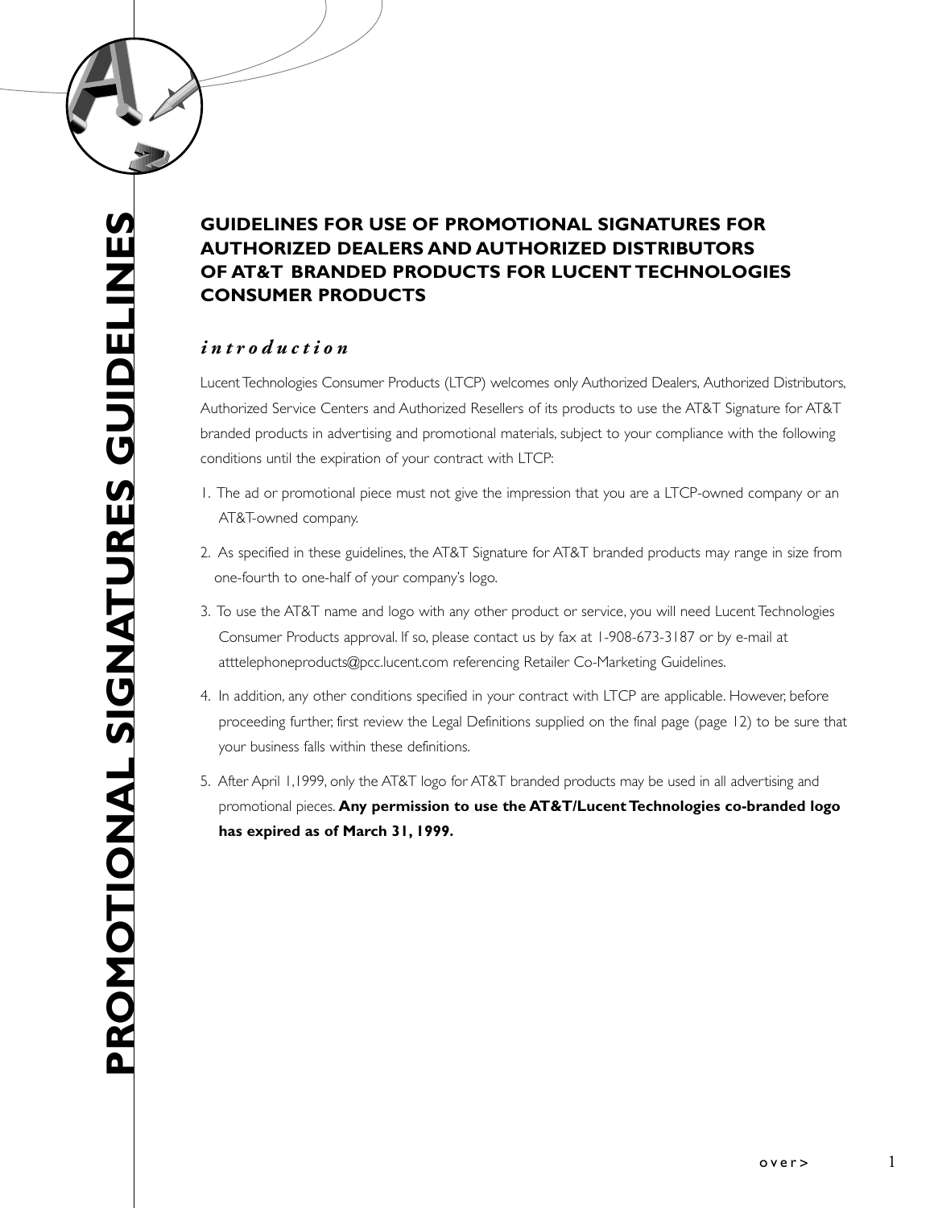# PROMOTIONAL SIGNATURES GUIDELINES

## GUIDELINES FOR USE OF PROMOTIONAL SIGNATURES FOR AUTHORIZED DEALERS AND AUTHORIZED DISTRIBUTORS OF AT&T BRANDED PRODUCTS FOR LUCENT TECHNOLOGIES CONSUMER PRODUCTS

### *introduction*

Lucent Technologies Consumer Products (LTCP) welcomes only Authorized Dealers, Authorized Distributors, Authorized Service Centers and Authorized Resellers of its products to use the AT&T Signature for AT&T branded products in advertising and promotional materials, subject to your compliance with the following conditions until the expiration of your contract with LTCP:

1. The ad or promotional piece must not give the impression that you are a LTCP-owned company or an AT&T-owned company.
2. As specified in these guidelines, the AT&T Signature for AT&T branded products may range in size from one-fourth to one-half of your company's logo.
3. To use the AT&T name and logo with any other product or service, you will need Lucent Technologies Consumer Products approval. If so, please contact us by fax at 1-908-673-3187 or by e-mail at atttelephoneproducts@pcc.lucent.com referencing Retailer Co-Marketing Guidelines.
4. In addition, any other conditions specified in your contract with LTCP are applicable. However, before proceeding further, first review the Legal Definitions supplied on the final page (page 12) to be sure that your business falls within these definitions.
5. After April 1,1999, only the AT&T logo for AT&T branded products may be used in all advertising and promotional pieces. **Any permission to use the AT&T/Lucent Technologies co-branded logo has expired as of March 31, 1999.**

over>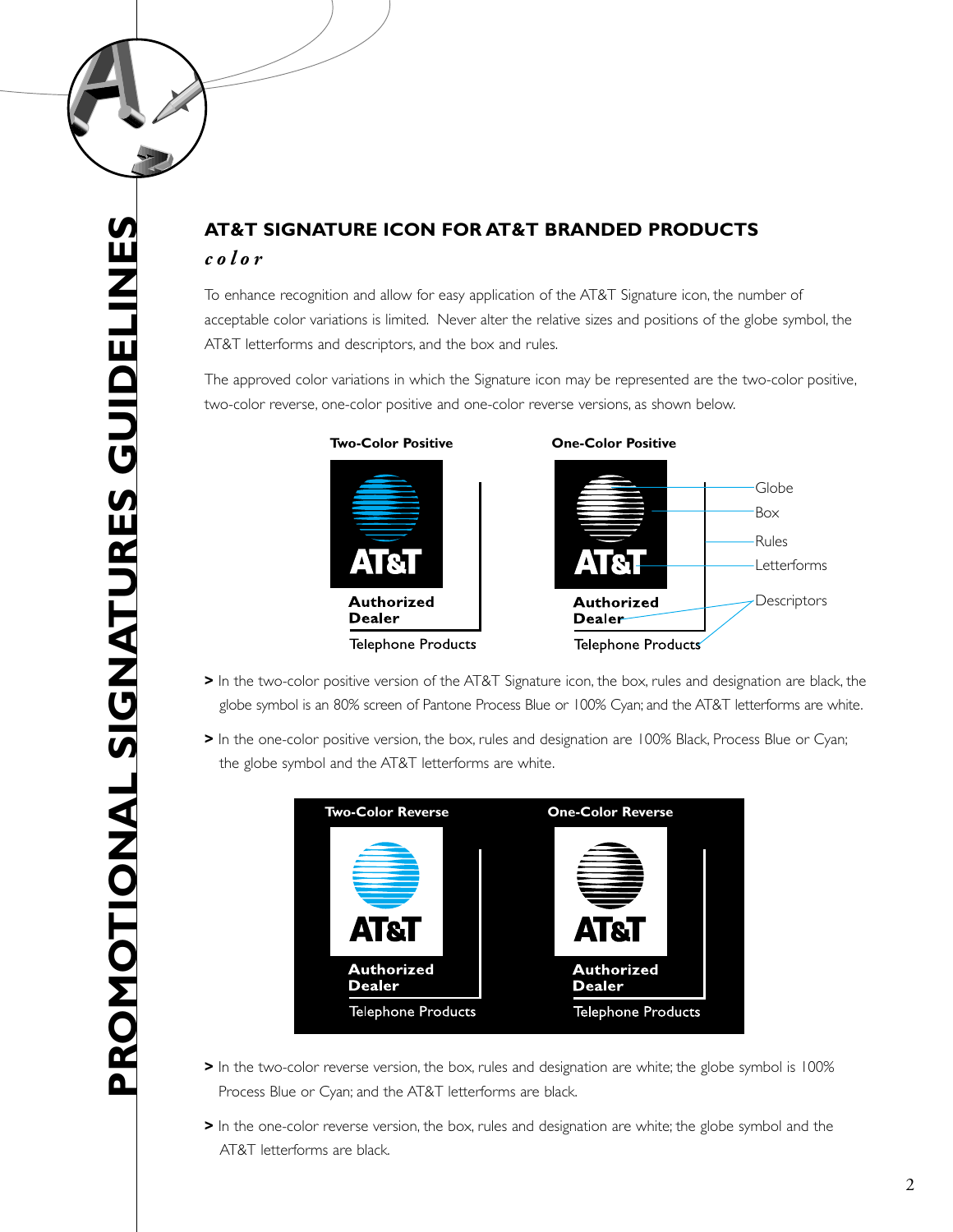## AT&T SIGNATURE ICON FOR AT&T BRANDED PRODUCTS

***color***

To enhance recognition and allow for easy application of the AT&T Signature icon, the number of acceptable color variations is limited. Never alter the relative sizes and positions of the globe symbol, the AT&T letterforms and descriptors, and the box and rules.

The approved color variations in which the Signature icon may be represented are the two-color positive, two-color reverse, one-color positive and one-color reverse versions, as shown below.

**Two-Color Positive**

**One-Color Positive**

Globe
Box
Rules
Letterforms
Descriptors

- In the two-color positive version of the AT&T Signature icon, the box, rules and designation are black, the globe symbol is an 80% screen of Pantone Process Blue or 100% Cyan; and the AT&T letterforms are white.
- In the one-color positive version, the box, rules and designation are 100% Black, Process Blue or Cyan; the globe symbol and the AT&T letterforms are white.

**Two-Color Reverse**

**One-Color Reverse**

- In the two-color reverse version, the box, rules and designation are white; the globe symbol is 100% Process Blue or Cyan; and the AT&T letterforms are black.
- In the one-color reverse version, the box, rules and designation are white; the globe symbol and the AT&T letterforms are black.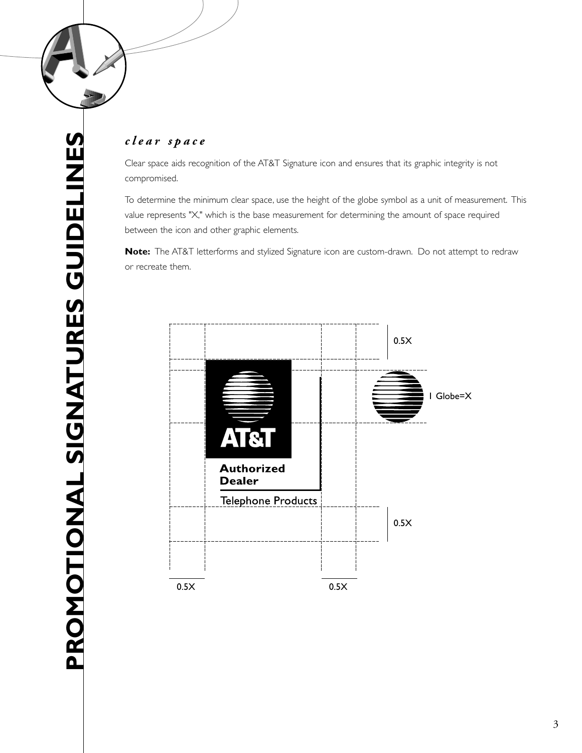## *clear space*

Clear space aids recognition of the AT&T Signature icon and ensures that its graphic integrity is not compromised.

To determine the minimum clear space, use the height of the globe symbol as a unit of measurement. This value represents "X," which is the base measurement for determining the amount of space required between the icon and other graphic elements.

**Note:** The AT&T letterforms and stylized Signature icon are custom-drawn. Do not attempt to redraw or recreate them.

0.5X

1 Globe=X

AT&T

Authorized Dealer

Telephone Products

0.5X

0.5X

0.5X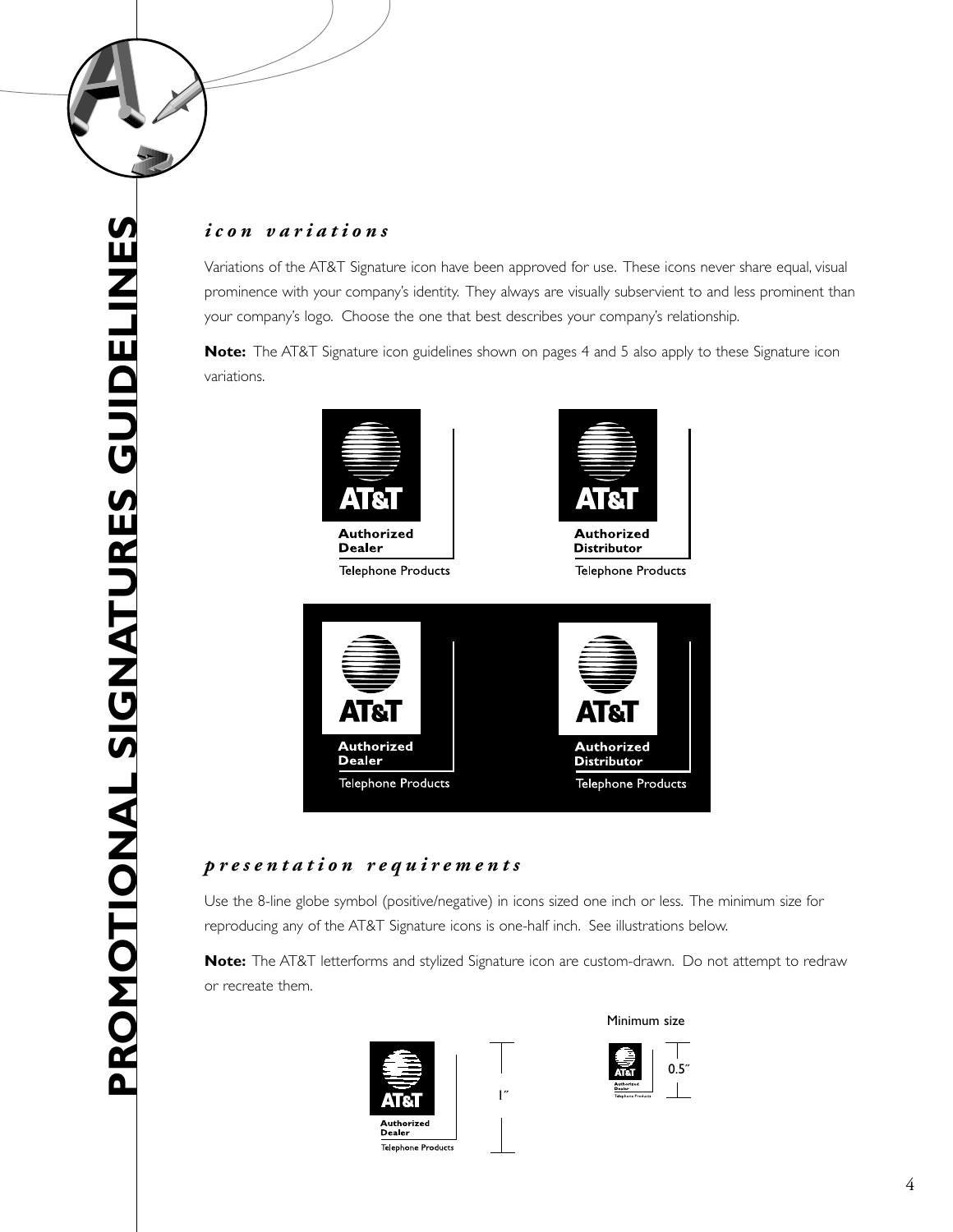# PROMOTIONAL SIGNATURES GUIDELINES

## *icon variations*

Variations of the AT&T Signature icon have been approved for use. These icons never share equal, visual prominence with your company's identity. They always are visually subservient to and less prominent than your company's logo. Choose the one that best describes your company's relationship.

**Note:** The AT&T Signature icon guidelines shown on pages 4 and 5 also apply to these Signature icon variations.

AT&T Authorized Dealer Telephone Products

AT&T Authorized Distributor Telephone Products

AT&T Authorized Dealer Telephone Products

AT&T Authorized Distributor Telephone Products

## *presentation requirements*

Use the 8-line globe symbol (positive/negative) in icons sized one inch or less. The minimum size for reproducing any of the AT&T Signature icons is one-half inch. See illustrations below.

**Note:** The AT&T letterforms and stylized Signature icon are custom-drawn. Do not attempt to redraw or recreate them.

AT&T Authorized Dealer Telephone Products

1″

Minimum size

AT&T Authorized Dealer Telephone Products

0.5″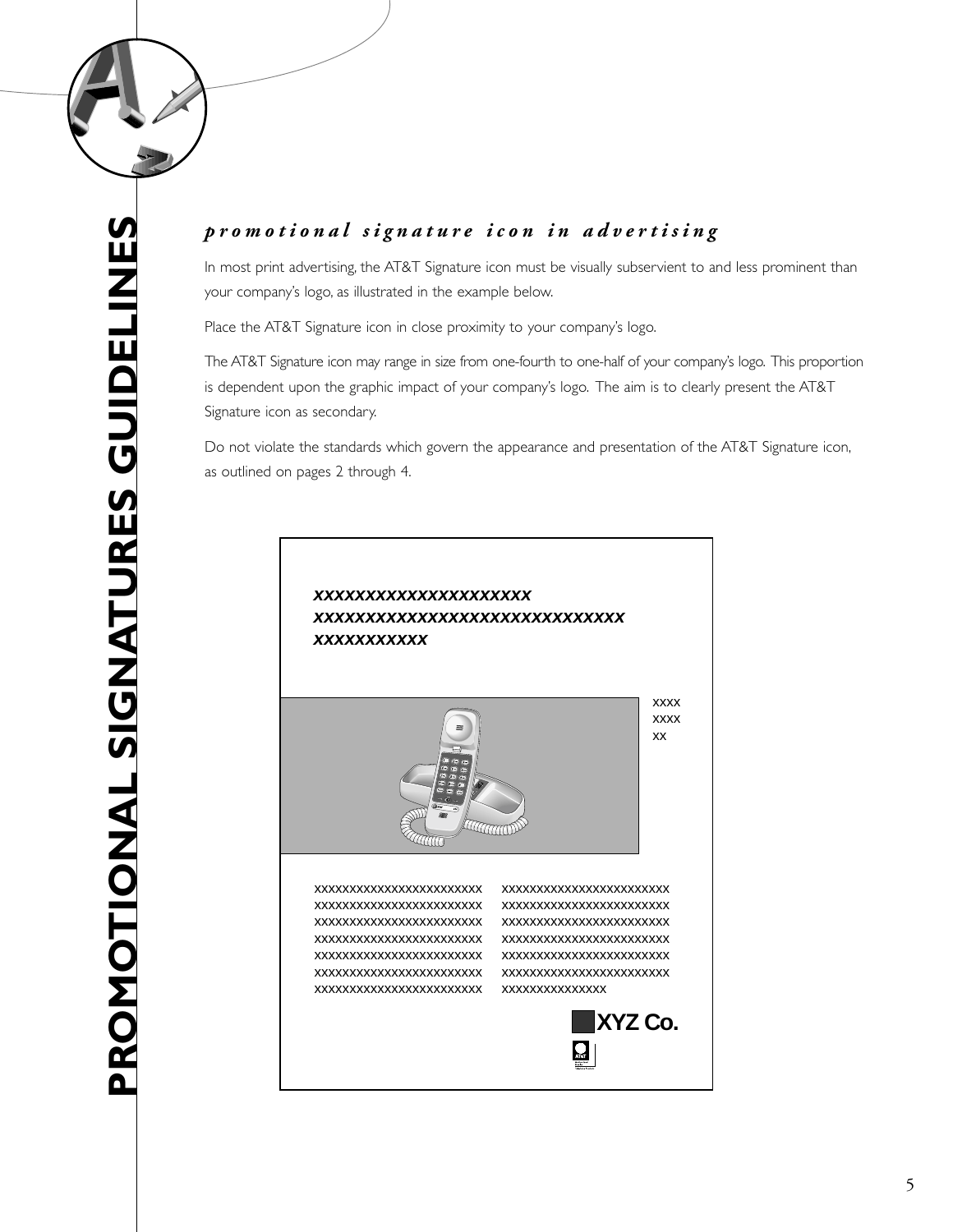## *promotional signature icon in advertising*

In most print advertising, the AT&T Signature icon must be visually subservient to and less prominent than your company's logo, as illustrated in the example below.

Place the AT&T Signature icon in close proximity to your company's logo.

The AT&T Signature icon may range in size from one-fourth to one-half of your company's logo. This proportion is dependent upon the graphic impact of your company's logo. The aim is to clearly present the AT&T Signature icon as secondary.

Do not violate the standards which govern the appearance and presentation of the AT&T Signature icon, as outlined on pages 2 through 4.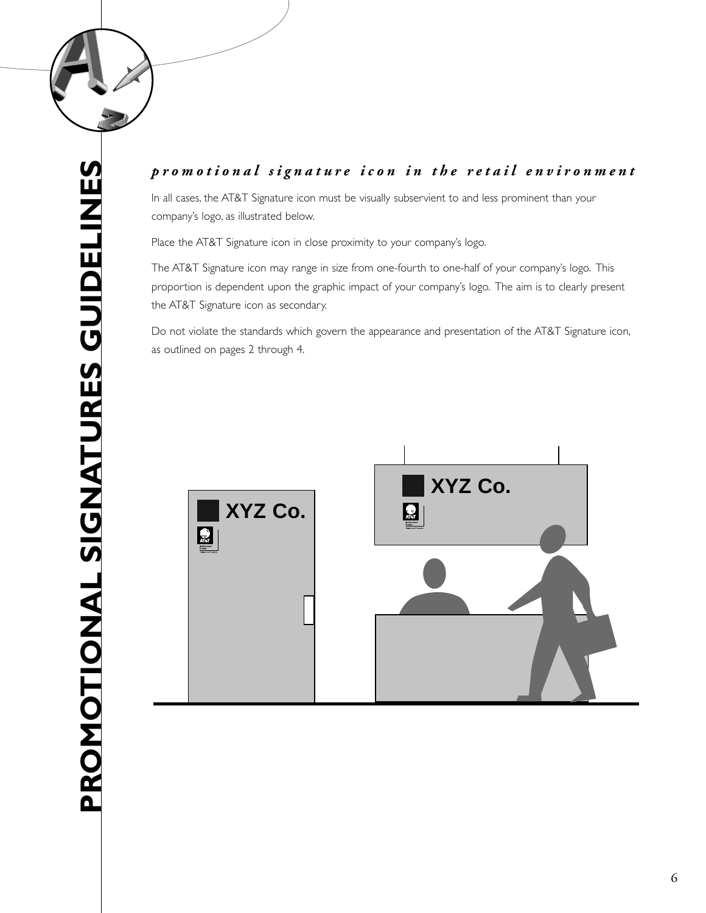## *promotional signature icon in the retail environment*

In all cases, the AT&T Signature icon must be visually subservient to and less prominent than your company's logo, as illustrated below.

Place the AT&T Signature icon in close proximity to your company's logo.

The AT&T Signature icon may range in size from one-fourth to one-half of your company's logo. This proportion is dependent upon the graphic impact of your company's logo. The aim is to clearly present the AT&T Signature icon as secondary.

Do not violate the standards which govern the appearance and presentation of the AT&T Signature icon, as outlined on pages 2 through 4.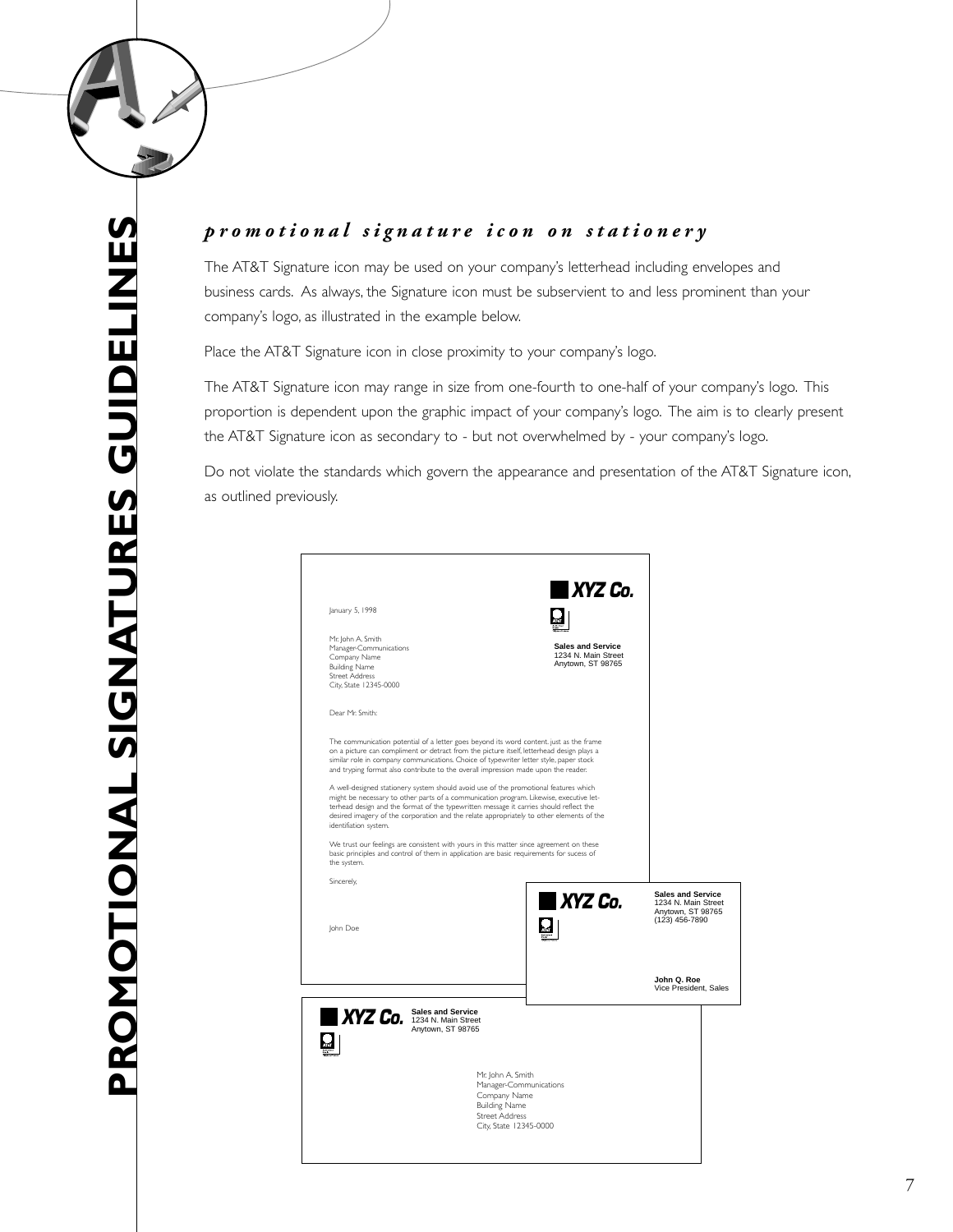## *promotional signature icon on stationery*

The AT&T Signature icon may be used on your company's letterhead including envelopes and business cards. As always, the Signature icon must be subservient to and less prominent than your company's logo, as illustrated in the example below.

Place the AT&T Signature icon in close proximity to your company's logo.

The AT&T Signature icon may range in size from one-fourth to one-half of your company's logo. This proportion is dependent upon the graphic impact of your company's logo. The aim is to clearly present the AT&T Signature icon as secondary to - but not overwhelmed by - your company's logo.

Do not violate the standards which govern the appearance and presentation of the AT&T Signature icon, as outlined previously.

**XYZ Co.**

January 5, 1998

Mr. John A. Smith
Manager-Communications
Company Name
Building Name
Street Address
City, State 12345-0000

**Sales and Service**
1234 N. Main Street
Anytown, ST 98765

Dear Mr. Smith:

The communication potential of a letter goes beyond its word content. Just as the frame on a picture can compliment or detract from the picture itself, letterhead design plays a similar role in company communications. Choice of typewriter letter style, paper stock and trypring format also contribute to the overall impression made upon the reader.

A well-designed stationery system should avoid use of the promotional features which might be necessary to other parts of a communication program. Likewise, executive letterhead design and the format of the typewritten message it carries should reflect the desired imagery of the corporation and the relate appropriately to other elements of the identifiation system.

We trust our feelings are consistent with yours in this matter since agreement on these basic principles and control of them in application are basic requirements for sucess of the system.

Sincerely,

John Doe

**XYZ Co.**

**Sales and Service**
1234 N. Main Street
Anytown, ST 98765
(123) 456-7890

**John Q. Roe**
Vice President, Sales

**XYZ Co.**

**Sales and Service**
1234 N. Main Street
Anytown, ST 98765

Mr. John A. Smith
Manager-Communications
Company Name
Building Name
Street Address
City, State 12345-0000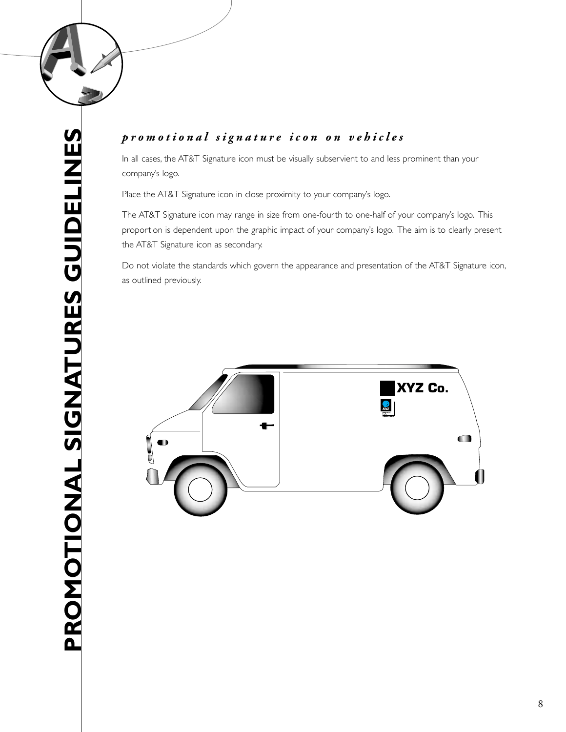## *promotional signature icon on vehicles*

In all cases, the AT&T Signature icon must be visually subservient to and less prominent than your company's logo.

Place the AT&T Signature icon in close proximity to your company's logo.

The AT&T Signature icon may range in size from one-fourth to one-half of your company's logo. This proportion is dependent upon the graphic impact of your company's logo. The aim is to clearly present the AT&T Signature icon as secondary.

Do not violate the standards which govern the appearance and presentation of the AT&T Signature icon, as outlined previously.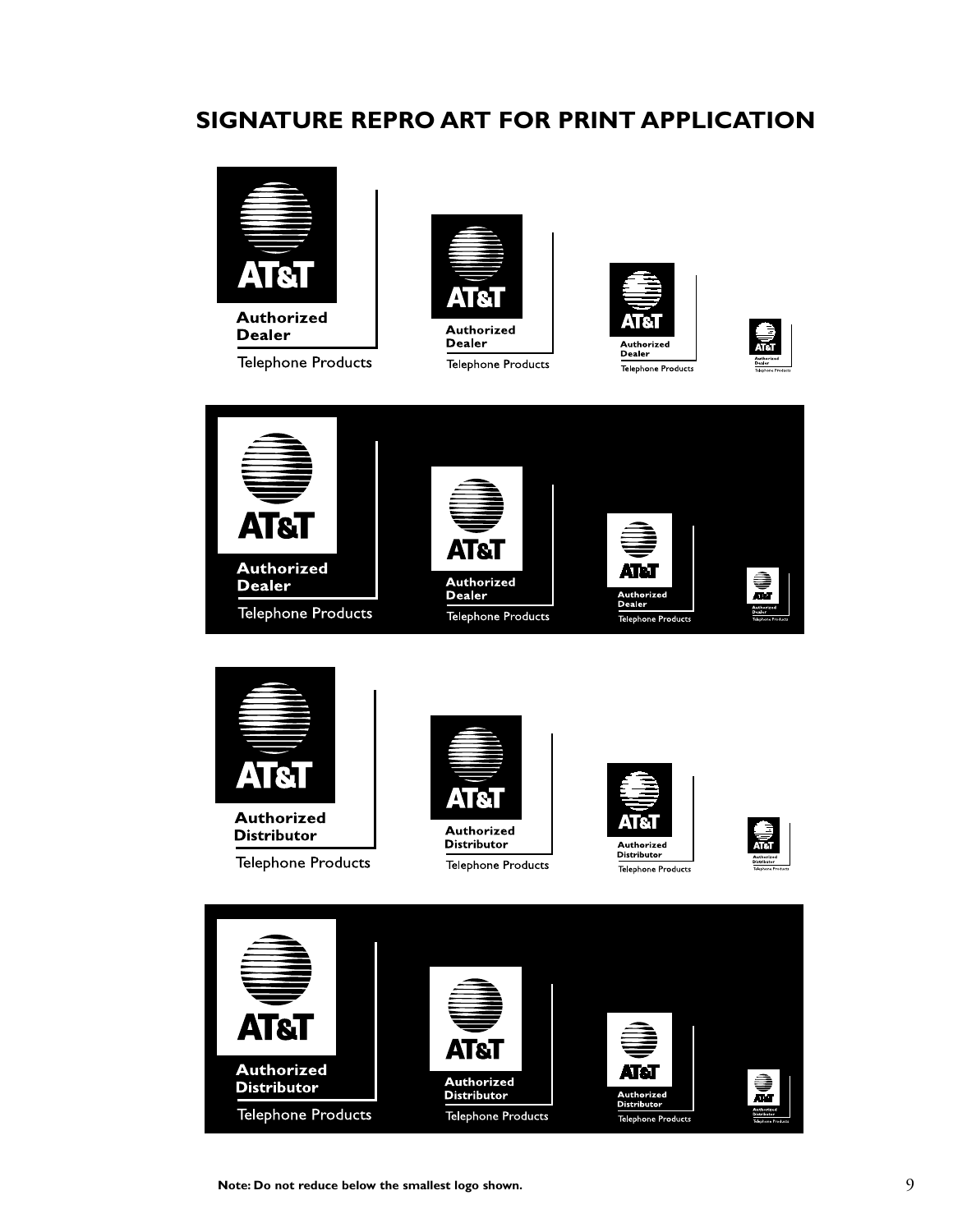# SIGNATURE REPRO ART FOR PRINT APPLICATION

AT&T

Authorized
Dealer

Telephone Products

AT&T

Authorized
Dealer

Telephone Products

AT&T

Authorized
Dealer

Telephone Products

AT&T

Authorized
Dealer

Telephone Products

AT&T

Authorized
Dealer

Telephone Products

AT&T

Authorized
Dealer

Telephone Products

AT&T

Authorized
Dealer

Telephone Products

AT&T

Authorized
Dealer

Telephone Products

AT&T

Authorized
Distributor

Telephone Products

AT&T

Authorized
Distributor

Telephone Products

AT&T

Authorized
Distributor

Telephone Products

AT&T

Authorized
Distributor

Telephone Products

AT&T

Authorized
Distributor

Telephone Products

AT&T

Authorized
Distributor

Telephone Products

AT&T

Authorized
Distributor

Telephone Products

AT&T

Authorized
Distributor

Telephone Products

**Note: Do not reduce below the smallest logo shown.**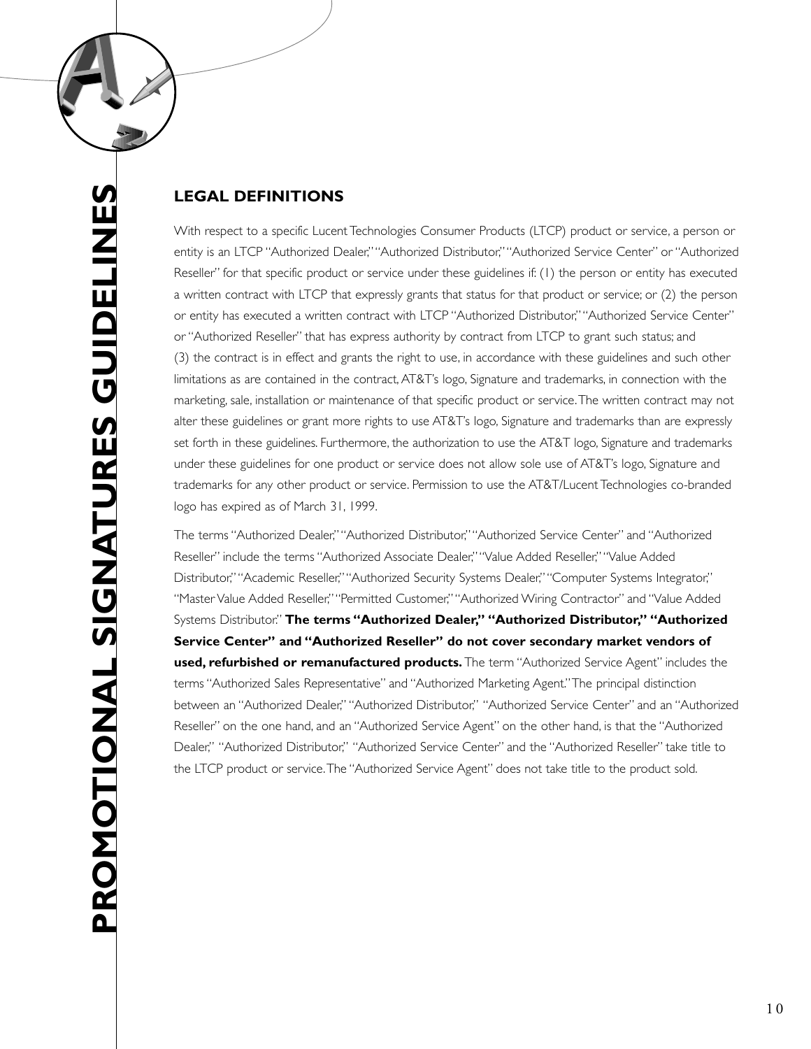## LEGAL DEFINITIONS

With respect to a specific Lucent Technologies Consumer Products (LTCP) product or service, a person or entity is an LTCP "Authorized Dealer," "Authorized Distributor," "Authorized Service Center" or "Authorized Reseller" for that specific product or service under these guidelines if: (1) the person or entity has executed a written contract with LTCP that expressly grants that status for that product or service; or (2) the person or entity has executed a written contract with LTCP "Authorized Distributor," "Authorized Service Center" or "Authorized Reseller" that has express authority by contract from LTCP to grant such status; and (3) the contract is in effect and grants the right to use, in accordance with these guidelines and such other limitations as are contained in the contract, AT&T's logo, Signature and trademarks, in connection with the marketing, sale, installation or maintenance of that specific product or service. The written contract may not alter these guidelines or grant more rights to use AT&T's logo, Signature and trademarks than are expressly set forth in these guidelines. Furthermore, the authorization to use the AT&T logo, Signature and trademarks under these guidelines for one product or service does not allow sole use of AT&T's logo, Signature and trademarks for any other product or service. Permission to use the AT&T/Lucent Technologies co-branded logo has expired as of March 31, 1999.

The terms "Authorized Dealer," "Authorized Distributor," "Authorized Service Center" and "Authorized Reseller" include the terms "Authorized Associate Dealer," "Value Added Reseller," "Value Added Distributor," "Academic Reseller," "Authorized Security Systems Dealer," "Computer Systems Integrator," "Master Value Added Reseller," "Permitted Customer," "Authorized Wiring Contractor" and "Value Added Systems Distributor." **The terms "Authorized Dealer," "Authorized Distributor," "Authorized Service Center" and "Authorized Reseller" do not cover secondary market vendors of used, refurbished or remanufactured products.** The term "Authorized Service Agent" includes the terms "Authorized Sales Representative" and "Authorized Marketing Agent." The principal distinction between an "Authorized Dealer," "Authorized Distributor," "Authorized Service Center" and an "Authorized Reseller" on the one hand, and an "Authorized Service Agent" on the other hand, is that the "Authorized Dealer," "Authorized Distributor," "Authorized Service Center" and the "Authorized Reseller" take title to the LTCP product or service. The "Authorized Service Agent" does not take title to the product sold.